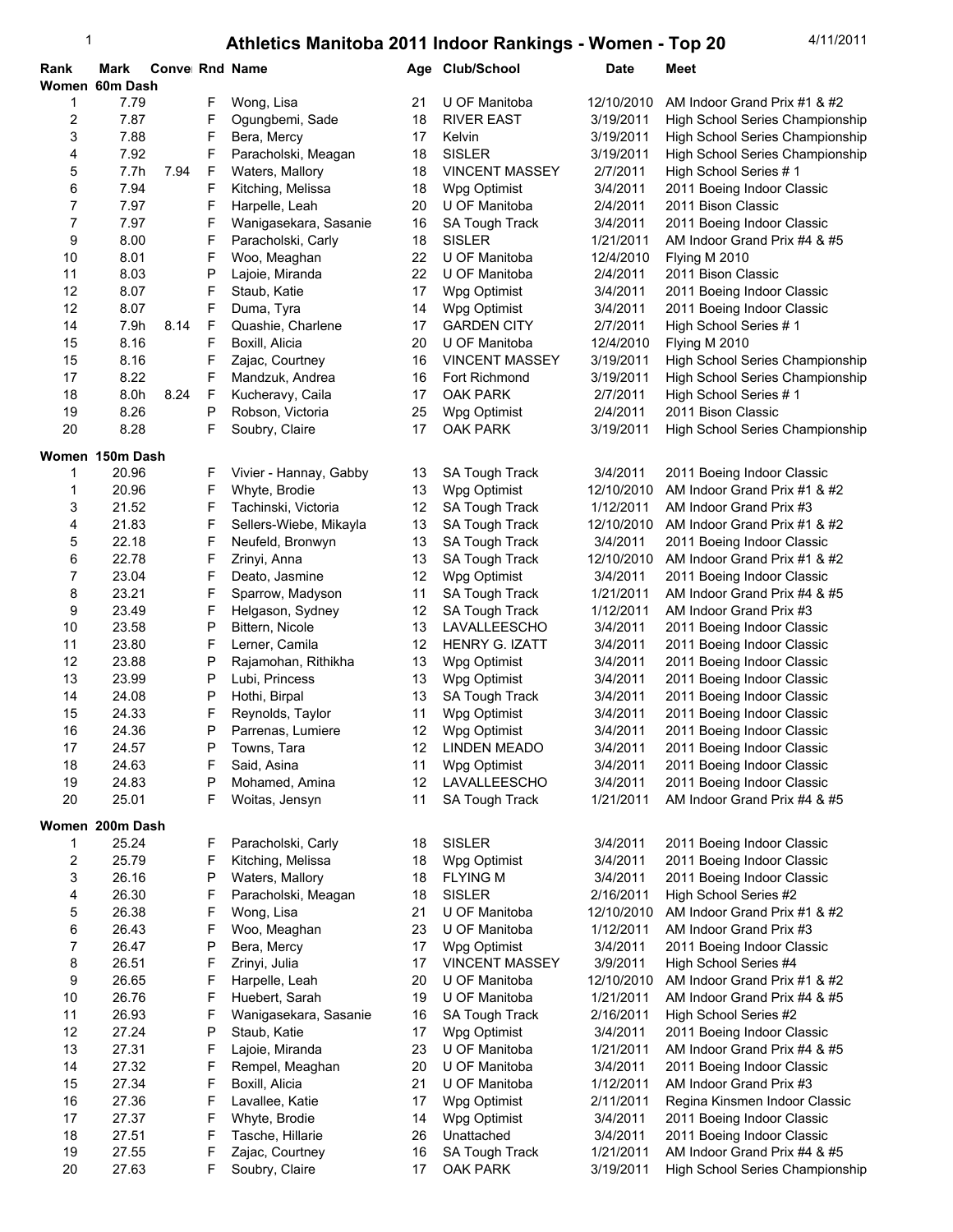# Athletics Manitoba 2011 Indoor Rankings - Women - Top 20

4/11/2011

| Rank | Mark | Conver | Rnd | Name | Age | Club/School | Date | Meet |
|---|---|---|---|---|---|---|---|---|
| **Women 60m Dash** | | | | | | | | |
| 1 | 7.79 | | F | Wong, Lisa | 21 | U OF Manitoba | 12/10/2010 | AM Indoor Grand Prix #1 & #2 |
| 2 | 7.87 | | F | Ogungbemi, Sade | 18 | RIVER EAST | 3/19/2011 | High School Series Championship |
| 3 | 7.88 | | F | Bera, Mercy | 17 | Kelvin | 3/19/2011 | High School Series Championship |
| 4 | 7.92 | | F | Paracholski, Meagan | 18 | SISLER | 3/19/2011 | High School Series Championship |
| 5 | 7.7h | 7.94 | F | Waters, Mallory | 18 | VINCENT MASSEY | 2/7/2011 | High School Series # 1 |
| 6 | 7.94 | | F | Kitching, Melissa | 18 | Wpg Optimist | 3/4/2011 | 2011 Boeing Indoor Classic |
| 7 | 7.97 | | F | Harpelle, Leah | 20 | U OF Manitoba | 2/4/2011 | 2011 Bison Classic |
| 7 | 7.97 | | F | Wanigasekara, Sasanie | 16 | SA Tough Track | 3/4/2011 | 2011 Boeing Indoor Classic |
| 9 | 8.00 | | F | Paracholski, Carly | 18 | SISLER | 1/21/2011 | AM Indoor Grand Prix #4 & #5 |
| 10 | 8.01 | | F | Woo, Meaghan | 22 | U OF Manitoba | 12/4/2010 | Flying M 2010 |
| 11 | 8.03 | | P | Lajoie, Miranda | 22 | U OF Manitoba | 2/4/2011 | 2011 Bison Classic |
| 12 | 8.07 | | F | Staub, Katie | 17 | Wpg Optimist | 3/4/2011 | 2011 Boeing Indoor Classic |
| 12 | 8.07 | | F | Duma, Tyra | 14 | Wpg Optimist | 3/4/2011 | 2011 Boeing Indoor Classic |
| 14 | 7.9h | 8.14 | F | Quashie, Charlene | 17 | GARDEN CITY | 2/7/2011 | High School Series # 1 |
| 15 | 8.16 | | F | Boxill, Alicia | 20 | U OF Manitoba | 12/4/2010 | Flying M 2010 |
| 15 | 8.16 | | F | Zajac, Courtney | 16 | VINCENT MASSEY | 3/19/2011 | High School Series Championship |
| 17 | 8.22 | | F | Mandzuk, Andrea | 16 | Fort Richmond | 3/19/2011 | High School Series Championship |
| 18 | 8.0h | 8.24 | F | Kucheravy, Caila | 17 | OAK PARK | 2/7/2011 | High School Series # 1 |
| 19 | 8.26 | | P | Robson, Victoria | 25 | Wpg Optimist | 2/4/2011 | 2011 Bison Classic |
| 20 | 8.28 | | F | Soubry, Claire | 17 | OAK PARK | 3/19/2011 | High School Series Championship |
| **Women 150m Dash** | | | | | | | | |
| 1 | 20.96 | | F | Vivier - Hannay, Gabby | 13 | SA Tough Track | 3/4/2011 | 2011 Boeing Indoor Classic |
| 1 | 20.96 | | F | Whyte, Brodie | 13 | Wpg Optimist | 12/10/2010 | AM Indoor Grand Prix #1 & #2 |
| 3 | 21.52 | | F | Tachinski, Victoria | 12 | SA Tough Track | 1/12/2011 | AM Indoor Grand Prix #3 |
| 4 | 21.83 | | F | Sellers-Wiebe, Mikayla | 13 | SA Tough Track | 12/10/2010 | AM Indoor Grand Prix #1 & #2 |
| 5 | 22.18 | | F | Neufeld, Bronwyn | 13 | SA Tough Track | 3/4/2011 | 2011 Boeing Indoor Classic |
| 6 | 22.78 | | F | Zrinyi, Anna | 13 | SA Tough Track | 12/10/2010 | AM Indoor Grand Prix #1 & #2 |
| 7 | 23.04 | | F | Deato, Jasmine | 12 | Wpg Optimist | 3/4/2011 | 2011 Boeing Indoor Classic |
| 8 | 23.21 | | F | Sparrow, Madyson | 11 | SA Tough Track | 1/21/2011 | AM Indoor Grand Prix #4 & #5 |
| 9 | 23.49 | | F | Helgason, Sydney | 12 | SA Tough Track | 1/12/2011 | AM Indoor Grand Prix #3 |
| 10 | 23.58 | | P | Bittern, Nicole | 13 | LAVALLEESCHO | 3/4/2011 | 2011 Boeing Indoor Classic |
| 11 | 23.80 | | F | Lerner, Camila | 12 | HENRY G. IZATT | 3/4/2011 | 2011 Boeing Indoor Classic |
| 12 | 23.88 | | P | Rajamohan, Rithikha | 13 | Wpg Optimist | 3/4/2011 | 2011 Boeing Indoor Classic |
| 13 | 23.99 | | P | Lubi, Princess | 13 | Wpg Optimist | 3/4/2011 | 2011 Boeing Indoor Classic |
| 14 | 24.08 | | P | Hothi, Birpal | 13 | SA Tough Track | 3/4/2011 | 2011 Boeing Indoor Classic |
| 15 | 24.33 | | F | Reynolds, Taylor | 11 | Wpg Optimist | 3/4/2011 | 2011 Boeing Indoor Classic |
| 16 | 24.36 | | P | Parrenas, Lumiere | 12 | Wpg Optimist | 3/4/2011 | 2011 Boeing Indoor Classic |
| 17 | 24.57 | | P | Towns, Tara | 12 | LINDEN MEADO | 3/4/2011 | 2011 Boeing Indoor Classic |
| 18 | 24.63 | | F | Said, Asina | 11 | Wpg Optimist | 3/4/2011 | 2011 Boeing Indoor Classic |
| 19 | 24.83 | | P | Mohamed, Amina | 12 | LAVALLEESCHO | 3/4/2011 | 2011 Boeing Indoor Classic |
| 20 | 25.01 | | F | Woitas, Jensyn | 11 | SA Tough Track | 1/21/2011 | AM Indoor Grand Prix #4 & #5 |
| **Women 200m Dash** | | | | | | | | |
| 1 | 25.24 | | F | Paracholski, Carly | 18 | SISLER | 3/4/2011 | 2011 Boeing Indoor Classic |
| 2 | 25.79 | | F | Kitching, Melissa | 18 | Wpg Optimist | 3/4/2011 | 2011 Boeing Indoor Classic |
| 3 | 26.16 | | P | Waters, Mallory | 18 | FLYING M | 3/4/2011 | 2011 Boeing Indoor Classic |
| 4 | 26.30 | | F | Paracholski, Meagan | 18 | SISLER | 2/16/2011 | High School Series #2 |
| 5 | 26.38 | | F | Wong, Lisa | 21 | U OF Manitoba | 12/10/2010 | AM Indoor Grand Prix #1 & #2 |
| 6 | 26.43 | | F | Woo, Meaghan | 23 | U OF Manitoba | 1/12/2011 | AM Indoor Grand Prix #3 |
| 7 | 26.47 | | P | Bera, Mercy | 17 | Wpg Optimist | 3/4/2011 | 2011 Boeing Indoor Classic |
| 8 | 26.51 | | F | Zrinyi, Julia | 17 | VINCENT MASSEY | 3/9/2011 | High School Series #4 |
| 9 | 26.65 | | F | Harpelle, Leah | 20 | U OF Manitoba | 12/10/2010 | AM Indoor Grand Prix #1 & #2 |
| 10 | 26.76 | | F | Huebert, Sarah | 19 | U OF Manitoba | 1/21/2011 | AM Indoor Grand Prix #4 & #5 |
| 11 | 26.93 | | F | Wanigasekara, Sasanie | 16 | SA Tough Track | 2/16/2011 | High School Series #2 |
| 12 | 27.24 | | P | Staub, Katie | 17 | Wpg Optimist | 3/4/2011 | 2011 Boeing Indoor Classic |
| 13 | 27.31 | | F | Lajoie, Miranda | 23 | U OF Manitoba | 1/21/2011 | AM Indoor Grand Prix #4 & #5 |
| 14 | 27.32 | | F | Rempel, Meaghan | 20 | U OF Manitoba | 3/4/2011 | 2011 Boeing Indoor Classic |
| 15 | 27.34 | | F | Boxill, Alicia | 21 | U OF Manitoba | 1/12/2011 | AM Indoor Grand Prix #3 |
| 16 | 27.36 | | F | Lavallee, Katie | 17 | Wpg Optimist | 2/11/2011 | Regina Kinsmen Indoor Classic |
| 17 | 27.37 | | F | Whyte, Brodie | 14 | Wpg Optimist | 3/4/2011 | 2011 Boeing Indoor Classic |
| 18 | 27.51 | | F | Tasche, Hillarie | 26 | Unattached | 3/4/2011 | 2011 Boeing Indoor Classic |
| 19 | 27.55 | | F | Zajac, Courtney | 16 | SA Tough Track | 1/21/2011 | AM Indoor Grand Prix #4 & #5 |
| 20 | 27.63 | | F | Soubry, Claire | 17 | OAK PARK | 3/19/2011 | High School Series Championship |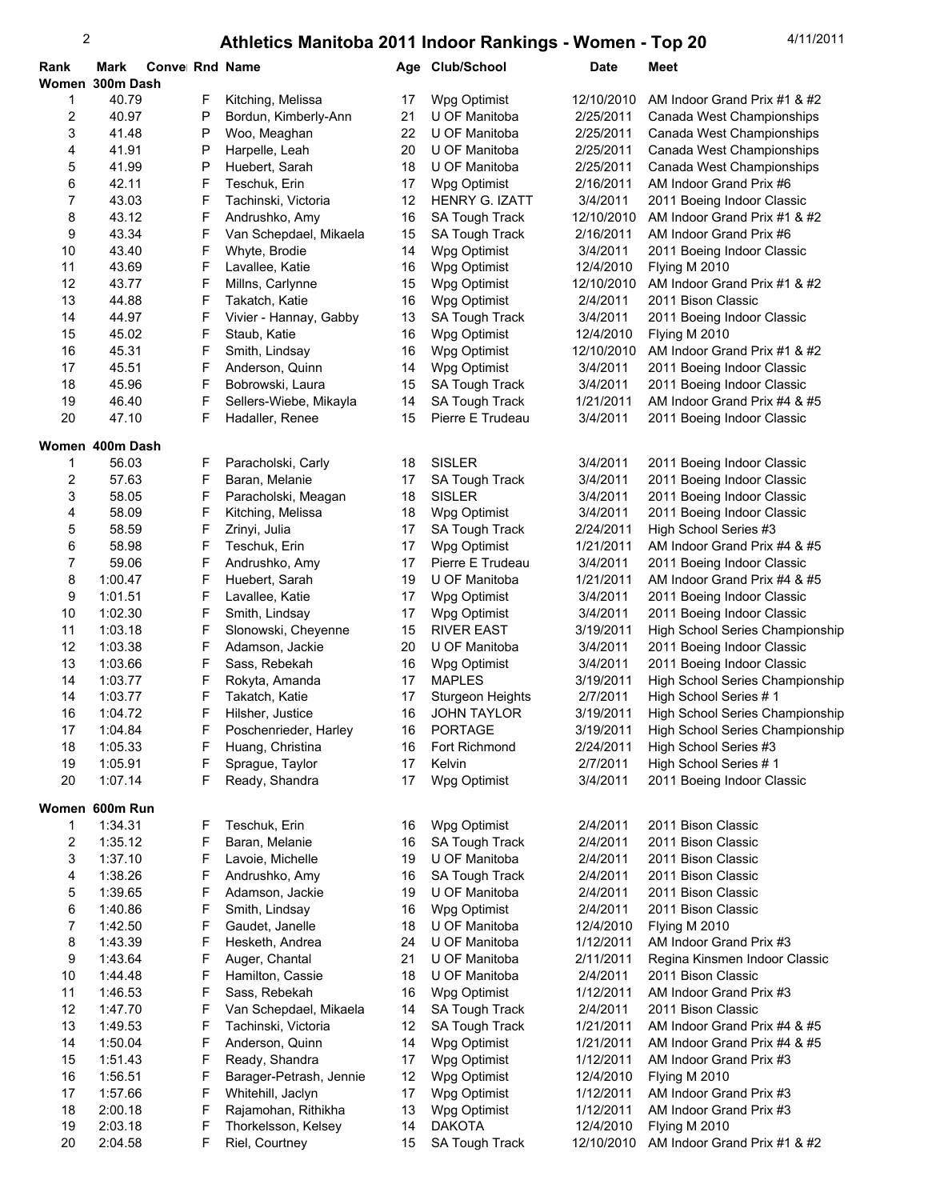# Athletics Manitoba 2011 Indoor Rankings - Women - Top 20

4/11/2011

## Women 300m Dash

| Rank | Mark | Conve | Rnd | Name | Age | Club/School | Date | Meet |
|---|---|---|---|---|---|---|---|---|
| 1 | 40.79 | | F | Kitching, Melissa | 17 | Wpg Optimist | 12/10/2010 | AM Indoor Grand Prix #1 & #2 |
| 2 | 40.97 | | P | Bordun, Kimberly-Ann | 21 | U OF Manitoba | 2/25/2011 | Canada West Championships |
| 3 | 41.48 | | P | Woo, Meaghan | 22 | U OF Manitoba | 2/25/2011 | Canada West Championships |
| 4 | 41.91 | | P | Harpelle, Leah | 20 | U OF Manitoba | 2/25/2011 | Canada West Championships |
| 5 | 41.99 | | P | Huebert, Sarah | 18 | U OF Manitoba | 2/25/2011 | Canada West Championships |
| 6 | 42.11 | | F | Teschuk, Erin | 17 | Wpg Optimist | 2/16/2011 | AM Indoor Grand Prix #6 |
| 7 | 43.03 | | F | Tachinski, Victoria | 12 | HENRY G. IZATT | 3/4/2011 | 2011 Boeing Indoor Classic |
| 8 | 43.12 | | F | Andrushko, Amy | 16 | SA Tough Track | 12/10/2010 | AM Indoor Grand Prix #1 & #2 |
| 9 | 43.34 | | F | Van Schepdael, Mikaela | 15 | SA Tough Track | 2/16/2011 | AM Indoor Grand Prix #6 |
| 10 | 43.40 | | F | Whyte, Brodie | 14 | Wpg Optimist | 3/4/2011 | 2011 Boeing Indoor Classic |
| 11 | 43.69 | | F | Lavallee, Katie | 16 | Wpg Optimist | 12/4/2010 | Flying M 2010 |
| 12 | 43.77 | | F | Millns, Carlynne | 15 | Wpg Optimist | 12/10/2010 | AM Indoor Grand Prix #1 & #2 |
| 13 | 44.88 | | F | Takatch, Katie | 16 | Wpg Optimist | 2/4/2011 | 2011 Bison Classic |
| 14 | 44.97 | | F | Vivier - Hannay, Gabby | 13 | SA Tough Track | 3/4/2011 | 2011 Boeing Indoor Classic |
| 15 | 45.02 | | F | Staub, Katie | 16 | Wpg Optimist | 12/4/2010 | Flying M 2010 |
| 16 | 45.31 | | F | Smith, Lindsay | 16 | Wpg Optimist | 12/10/2010 | AM Indoor Grand Prix #1 & #2 |
| 17 | 45.51 | | F | Anderson, Quinn | 14 | Wpg Optimist | 3/4/2011 | 2011 Boeing Indoor Classic |
| 18 | 45.96 | | F | Bobrowski, Laura | 15 | SA Tough Track | 3/4/2011 | 2011 Boeing Indoor Classic |
| 19 | 46.40 | | F | Sellers-Wiebe, Mikayla | 14 | SA Tough Track | 1/21/2011 | AM Indoor Grand Prix #4 & #5 |
| 20 | 47.10 | | F | Hadaller, Renee | 15 | Pierre E Trudeau | 3/4/2011 | 2011 Boeing Indoor Classic |

## Women 400m Dash

| Rank | Mark | Conve | Rnd | Name | Age | Club/School | Date | Meet |
|---|---|---|---|---|---|---|---|---|
| 1 | 56.03 | | F | Paracholski, Carly | 18 | SISLER | 3/4/2011 | 2011 Boeing Indoor Classic |
| 2 | 57.63 | | F | Baran, Melanie | 17 | SA Tough Track | 3/4/2011 | 2011 Boeing Indoor Classic |
| 3 | 58.05 | | F | Paracholski, Meagan | 18 | SISLER | 3/4/2011 | 2011 Boeing Indoor Classic |
| 4 | 58.09 | | F | Kitching, Melissa | 18 | Wpg Optimist | 3/4/2011 | 2011 Boeing Indoor Classic |
| 5 | 58.59 | | F | Zrinyi, Julia | 17 | SA Tough Track | 2/24/2011 | High School Series #3 |
| 6 | 58.98 | | F | Teschuk, Erin | 17 | Wpg Optimist | 1/21/2011 | AM Indoor Grand Prix #4 & #5 |
| 7 | 59.06 | | F | Andrushko, Amy | 17 | Pierre E Trudeau | 3/4/2011 | 2011 Boeing Indoor Classic |
| 8 | 1:00.47 | | F | Huebert, Sarah | 19 | U OF Manitoba | 1/21/2011 | AM Indoor Grand Prix #4 & #5 |
| 9 | 1:01.51 | | F | Lavallee, Katie | 17 | Wpg Optimist | 3/4/2011 | 2011 Boeing Indoor Classic |
| 10 | 1:02.30 | | F | Smith, Lindsay | 17 | Wpg Optimist | 3/4/2011 | 2011 Boeing Indoor Classic |
| 11 | 1:03.18 | | F | Slonowski, Cheyenne | 15 | RIVER EAST | 3/19/2011 | High School Series Championship |
| 12 | 1:03.38 | | F | Adamson, Jackie | 20 | U OF Manitoba | 3/4/2011 | 2011 Boeing Indoor Classic |
| 13 | 1:03.66 | | F | Sass, Rebekah | 16 | Wpg Optimist | 3/4/2011 | 2011 Boeing Indoor Classic |
| 14 | 1:03.77 | | F | Rokyta, Amanda | 17 | MAPLES | 3/19/2011 | High School Series Championship |
| 14 | 1:03.77 | | F | Takatch, Katie | 17 | Sturgeon Heights | 2/7/2011 | High School Series # 1 |
| 16 | 1:04.72 | | F | Hilsher, Justice | 16 | JOHN TAYLOR | 3/19/2011 | High School Series Championship |
| 17 | 1:04.84 | | F | Poschenrieder, Harley | 16 | PORTAGE | 3/19/2011 | High School Series Championship |
| 18 | 1:05.33 | | F | Huang, Christina | 16 | Fort Richmond | 2/24/2011 | High School Series #3 |
| 19 | 1:05.91 | | F | Sprague, Taylor | 17 | Kelvin | 2/7/2011 | High School Series # 1 |
| 20 | 1:07.14 | | F | Ready, Shandra | 17 | Wpg Optimist | 3/4/2011 | 2011 Boeing Indoor Classic |

## Women 600m Run

| Rank | Mark | Conve | Rnd | Name | Age | Club/School | Date | Meet |
|---|---|---|---|---|---|---|---|---|
| 1 | 1:34.31 | | F | Teschuk, Erin | 16 | Wpg Optimist | 2/4/2011 | 2011 Bison Classic |
| 2 | 1:35.12 | | F | Baran, Melanie | 16 | SA Tough Track | 2/4/2011 | 2011 Bison Classic |
| 3 | 1:37.10 | | F | Lavoie, Michelle | 19 | U OF Manitoba | 2/4/2011 | 2011 Bison Classic |
| 4 | 1:38.26 | | F | Andrushko, Amy | 16 | SA Tough Track | 2/4/2011 | 2011 Bison Classic |
| 5 | 1:39.65 | | F | Adamson, Jackie | 19 | U OF Manitoba | 2/4/2011 | 2011 Bison Classic |
| 6 | 1:40.86 | | F | Smith, Lindsay | 16 | Wpg Optimist | 2/4/2011 | 2011 Bison Classic |
| 7 | 1:42.50 | | F | Gaudet, Janelle | 18 | U OF Manitoba | 12/4/2010 | Flying M 2010 |
| 8 | 1:43.39 | | F | Hesketh, Andrea | 24 | U OF Manitoba | 1/12/2011 | AM Indoor Grand Prix #3 |
| 9 | 1:43.64 | | F | Auger, Chantal | 21 | U OF Manitoba | 2/11/2011 | Regina Kinsmen Indoor Classic |
| 10 | 1:44.48 | | F | Hamilton, Cassie | 18 | U OF Manitoba | 2/4/2011 | 2011 Bison Classic |
| 11 | 1:46.53 | | F | Sass, Rebekah | 16 | Wpg Optimist | 1/12/2011 | AM Indoor Grand Prix #3 |
| 12 | 1:47.70 | | F | Van Schepdael, Mikaela | 14 | SA Tough Track | 2/4/2011 | 2011 Bison Classic |
| 13 | 1:49.53 | | F | Tachinski, Victoria | 12 | SA Tough Track | 1/21/2011 | AM Indoor Grand Prix #4 & #5 |
| 14 | 1:50.04 | | F | Anderson, Quinn | 14 | Wpg Optimist | 1/21/2011 | AM Indoor Grand Prix #4 & #5 |
| 15 | 1:51.43 | | F | Ready, Shandra | 17 | Wpg Optimist | 1/12/2011 | AM Indoor Grand Prix #3 |
| 16 | 1:56.51 | | F | Barager-Petrash, Jennie | 12 | Wpg Optimist | 12/4/2010 | Flying M 2010 |
| 17 | 1:57.66 | | F | Whitehill, Jaclyn | 17 | Wpg Optimist | 1/12/2011 | AM Indoor Grand Prix #3 |
| 18 | 2:00.18 | | F | Rajamohan, Rithikha | 13 | Wpg Optimist | 1/12/2011 | AM Indoor Grand Prix #3 |
| 19 | 2:03.18 | | F | Thorkelsson, Kelsey | 14 | DAKOTA | 12/4/2010 | Flying M 2010 |
| 20 | 2:04.58 | | F | Riel, Courtney | 15 | SA Tough Track | 12/10/2010 | AM Indoor Grand Prix #1 & #2 |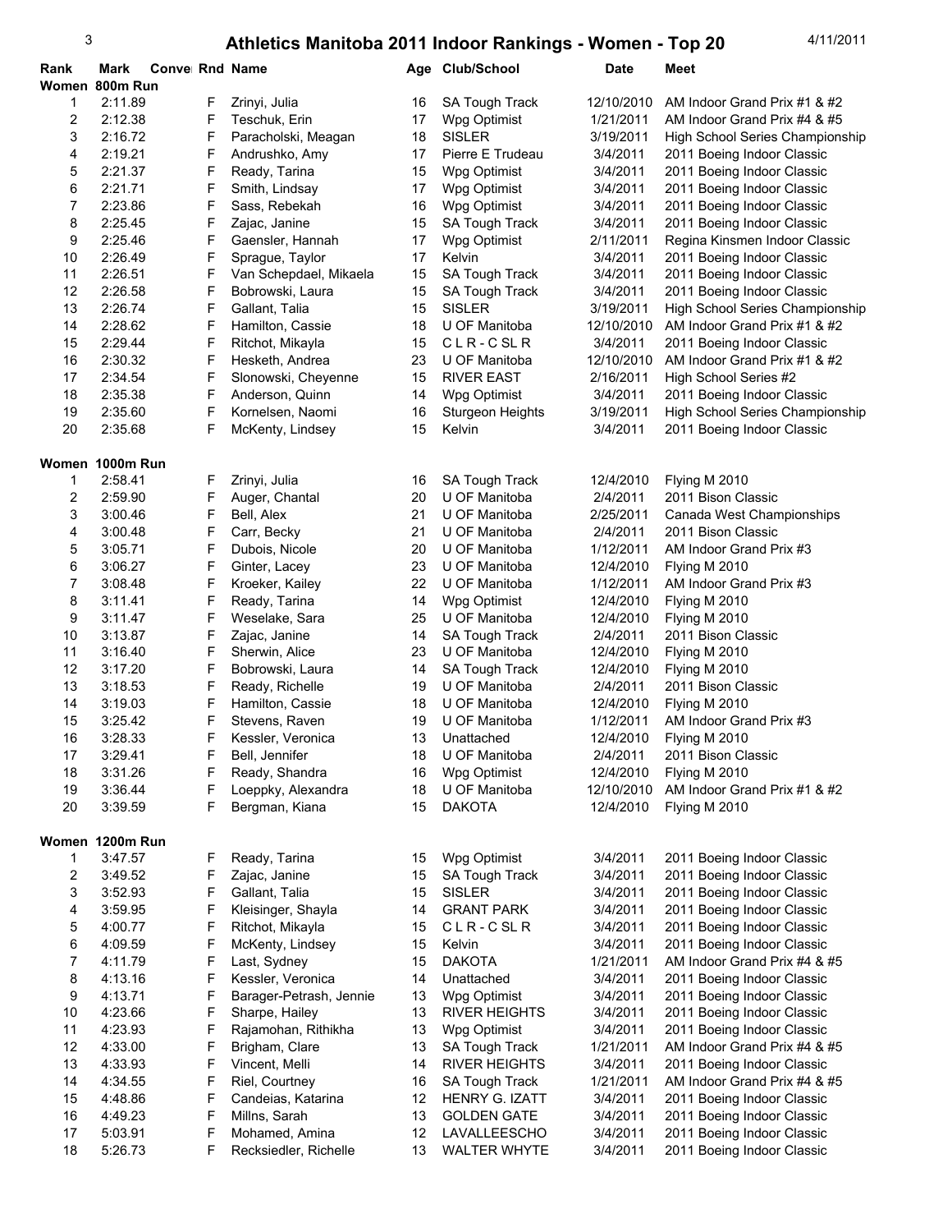# Athletics Manitoba 2011 Indoor Rankings - Women - Top 20

4/11/2011

| Rank | Mark | Conve | Rnd | Name | Age | Club/School | Date | Meet |
|---|---|---|---|---|---|---|---|---|
| **Women 800m Run** | | | | | | | | |
| 1 | 2:11.89 | | F | Zrinyi, Julia | 16 | SA Tough Track | 12/10/2010 | AM Indoor Grand Prix #1 & #2 |
| 2 | 2:12.38 | | F | Teschuk, Erin | 17 | Wpg Optimist | 1/21/2011 | AM Indoor Grand Prix #4 & #5 |
| 3 | 2:16.72 | | F | Paracholski, Meagan | 18 | SISLER | 3/19/2011 | High School Series Championship |
| 4 | 2:19.21 | | F | Andrushko, Amy | 17 | Pierre E Trudeau | 3/4/2011 | 2011 Boeing Indoor Classic |
| 5 | 2:21.37 | | F | Ready, Tarina | 15 | Wpg Optimist | 3/4/2011 | 2011 Boeing Indoor Classic |
| 6 | 2:21.71 | | F | Smith, Lindsay | 17 | Wpg Optimist | 3/4/2011 | 2011 Boeing Indoor Classic |
| 7 | 2:23.86 | | F | Sass, Rebekah | 16 | Wpg Optimist | 3/4/2011 | 2011 Boeing Indoor Classic |
| 8 | 2:25.45 | | F | Zajac, Janine | 15 | SA Tough Track | 3/4/2011 | 2011 Boeing Indoor Classic |
| 9 | 2:25.46 | | F | Gaensler, Hannah | 17 | Wpg Optimist | 2/11/2011 | Regina Kinsmen Indoor Classic |
| 10 | 2:26.49 | | F | Sprague, Taylor | 17 | Kelvin | 3/4/2011 | 2011 Boeing Indoor Classic |
| 11 | 2:26.51 | | F | Van Schepdael, Mikaela | 15 | SA Tough Track | 3/4/2011 | 2011 Boeing Indoor Classic |
| 12 | 2:26.58 | | F | Bobrowski, Laura | 15 | SA Tough Track | 3/4/2011 | 2011 Boeing Indoor Classic |
| 13 | 2:26.74 | | F | Gallant, Talia | 15 | SISLER | 3/19/2011 | High School Series Championship |
| 14 | 2:28.62 | | F | Hamilton, Cassie | 18 | U OF Manitoba | 12/10/2010 | AM Indoor Grand Prix #1 & #2 |
| 15 | 2:29.44 | | F | Ritchot, Mikayla | 15 | C L R - C SL R | 3/4/2011 | 2011 Boeing Indoor Classic |
| 16 | 2:30.32 | | F | Hesketh, Andrea | 23 | U OF Manitoba | 12/10/2010 | AM Indoor Grand Prix #1 & #2 |
| 17 | 2:34.54 | | F | Slonowski, Cheyenne | 15 | RIVER EAST | 2/16/2011 | High School Series #2 |
| 18 | 2:35.38 | | F | Anderson, Quinn | 14 | Wpg Optimist | 3/4/2011 | 2011 Boeing Indoor Classic |
| 19 | 2:35.60 | | F | Kornelsen, Naomi | 16 | Sturgeon Heights | 3/19/2011 | High School Series Championship |
| 20 | 2:35.68 | | F | McKenty, Lindsey | 15 | Kelvin | 3/4/2011 | 2011 Boeing Indoor Classic |
| **Women 1000m Run** | | | | | | | | |
| 1 | 2:58.41 | | F | Zrinyi, Julia | 16 | SA Tough Track | 12/4/2010 | Flying M 2010 |
| 2 | 2:59.90 | | F | Auger, Chantal | 20 | U OF Manitoba | 2/4/2011 | 2011 Bison Classic |
| 3 | 3:00.46 | | F | Bell, Alex | 21 | U OF Manitoba | 2/25/2011 | Canada West Championships |
| 4 | 3:00.48 | | F | Carr, Becky | 21 | U OF Manitoba | 2/4/2011 | 2011 Bison Classic |
| 5 | 3:05.71 | | F | Dubois, Nicole | 20 | U OF Manitoba | 1/12/2011 | AM Indoor Grand Prix #3 |
| 6 | 3:06.27 | | F | Ginter, Lacey | 23 | U OF Manitoba | 12/4/2010 | Flying M 2010 |
| 7 | 3:08.48 | | F | Kroeker, Kailey | 22 | U OF Manitoba | 1/12/2011 | AM Indoor Grand Prix #3 |
| 8 | 3:11.41 | | F | Ready, Tarina | 14 | Wpg Optimist | 12/4/2010 | Flying M 2010 |
| 9 | 3:11.47 | | F | Weselake, Sara | 25 | U OF Manitoba | 12/4/2010 | Flying M 2010 |
| 10 | 3:13.87 | | F | Zajac, Janine | 14 | SA Tough Track | 2/4/2011 | 2011 Bison Classic |
| 11 | 3:16.40 | | F | Sherwin, Alice | 23 | U OF Manitoba | 12/4/2010 | Flying M 2010 |
| 12 | 3:17.20 | | F | Bobrowski, Laura | 14 | SA Tough Track | 12/4/2010 | Flying M 2010 |
| 13 | 3:18.53 | | F | Ready, Richelle | 19 | U OF Manitoba | 2/4/2011 | 2011 Bison Classic |
| 14 | 3:19.03 | | F | Hamilton, Cassie | 18 | U OF Manitoba | 12/4/2010 | Flying M 2010 |
| 15 | 3:25.42 | | F | Stevens, Raven | 19 | U OF Manitoba | 1/12/2011 | AM Indoor Grand Prix #3 |
| 16 | 3:28.33 | | F | Kessler, Veronica | 13 | Unattached | 12/4/2010 | Flying M 2010 |
| 17 | 3:29.41 | | F | Bell, Jennifer | 18 | U OF Manitoba | 2/4/2011 | 2011 Bison Classic |
| 18 | 3:31.26 | | F | Ready, Shandra | 16 | Wpg Optimist | 12/4/2010 | Flying M 2010 |
| 19 | 3:36.44 | | F | Loeppky, Alexandra | 18 | U OF Manitoba | 12/10/2010 | AM Indoor Grand Prix #1 & #2 |
| 20 | 3:39.59 | | F | Bergman, Kiana | 15 | DAKOTA | 12/4/2010 | Flying M 2010 |
| **Women 1200m Run** | | | | | | | | |
| 1 | 3:47.57 | | F | Ready, Tarina | 15 | Wpg Optimist | 3/4/2011 | 2011 Boeing Indoor Classic |
| 2 | 3:49.52 | | F | Zajac, Janine | 15 | SA Tough Track | 3/4/2011 | 2011 Boeing Indoor Classic |
| 3 | 3:52.93 | | F | Gallant, Talia | 15 | SISLER | 3/4/2011 | 2011 Boeing Indoor Classic |
| 4 | 3:59.95 | | F | Kleisinger, Shayla | 14 | GRANT PARK | 3/4/2011 | 2011 Boeing Indoor Classic |
| 5 | 4:00.77 | | F | Ritchot, Mikayla | 15 | C L R - C SL R | 3/4/2011 | 2011 Boeing Indoor Classic |
| 6 | 4:09.59 | | F | McKenty, Lindsey | 15 | Kelvin | 3/4/2011 | 2011 Boeing Indoor Classic |
| 7 | 4:11.79 | | F | Last, Sydney | 15 | DAKOTA | 1/21/2011 | AM Indoor Grand Prix #4 & #5 |
| 8 | 4:13.16 | | F | Kessler, Veronica | 14 | Unattached | 3/4/2011 | 2011 Boeing Indoor Classic |
| 9 | 4:13.71 | | F | Barager-Petrash, Jennie | 13 | Wpg Optimist | 3/4/2011 | 2011 Boeing Indoor Classic |
| 10 | 4:23.66 | | F | Sharpe, Hailey | 13 | RIVER HEIGHTS | 3/4/2011 | 2011 Boeing Indoor Classic |
| 11 | 4:23.93 | | F | Rajamohan, Rithikha | 13 | Wpg Optimist | 3/4/2011 | 2011 Boeing Indoor Classic |
| 12 | 4:33.00 | | F | Brigham, Clare | 13 | SA Tough Track | 1/21/2011 | AM Indoor Grand Prix #4 & #5 |
| 13 | 4:33.93 | | F | Vincent, Melli | 14 | RIVER HEIGHTS | 3/4/2011 | 2011 Boeing Indoor Classic |
| 14 | 4:34.55 | | F | Riel, Courtney | 16 | SA Tough Track | 1/21/2011 | AM Indoor Grand Prix #4 & #5 |
| 15 | 4:48.86 | | F | Candeias, Katarina | 12 | HENRY G. IZATT | 3/4/2011 | 2011 Boeing Indoor Classic |
| 16 | 4:49.23 | | F | Millns, Sarah | 13 | GOLDEN GATE | 3/4/2011 | 2011 Boeing Indoor Classic |
| 17 | 5:03.91 | | F | Mohamed, Amina | 12 | LAVALLEESCHO | 3/4/2011 | 2011 Boeing Indoor Classic |
| 18 | 5:26.73 | | F | Recksiedler, Richelle | 13 | WALTER WHYTE | 3/4/2011 | 2011 Boeing Indoor Classic |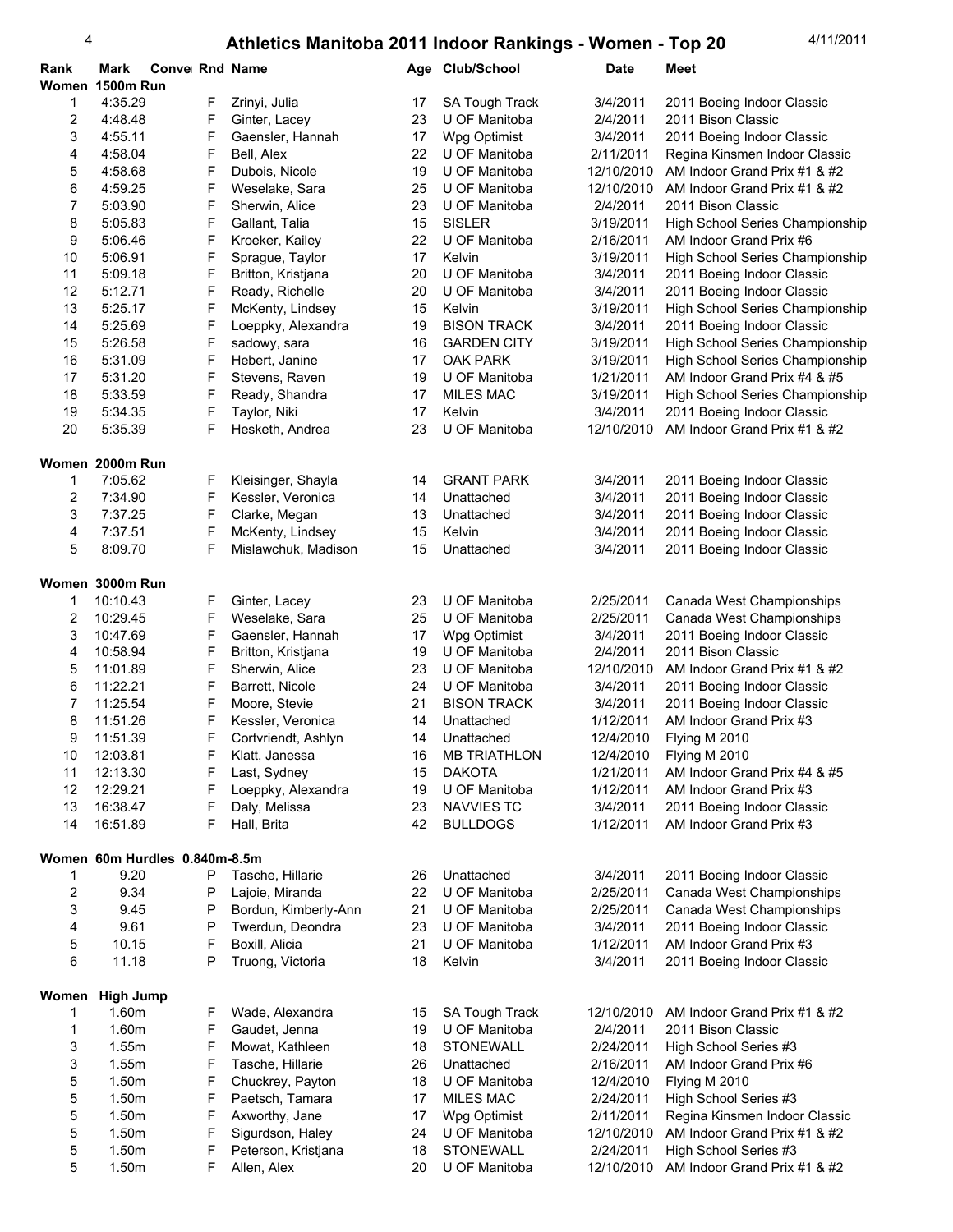# Athletics Manitoba 2011 Indoor Rankings - Women - Top 20

4/11/2011

| Rank | Mark | Conve | Rnd | Name | Age | Club/School | Date | Meet |
|---|---|---|---|---|---|---|---|---|
| **Women 1500m Run** | | | | | | | | |
| 1 | 4:35.29 | | F | Zrinyi, Julia | 17 | SA Tough Track | 3/4/2011 | 2011 Boeing Indoor Classic |
| 2 | 4:48.48 | | F | Ginter, Lacey | 23 | U OF Manitoba | 2/4/2011 | 2011 Bison Classic |
| 3 | 4:55.11 | | F | Gaensler, Hannah | 17 | Wpg Optimist | 3/4/2011 | 2011 Boeing Indoor Classic |
| 4 | 4:58.04 | | F | Bell, Alex | 22 | U OF Manitoba | 2/11/2011 | Regina Kinsmen Indoor Classic |
| 5 | 4:58.68 | | F | Dubois, Nicole | 19 | U OF Manitoba | 12/10/2010 | AM Indoor Grand Prix #1 & #2 |
| 6 | 4:59.25 | | F | Weselake, Sara | 25 | U OF Manitoba | 12/10/2010 | AM Indoor Grand Prix #1 & #2 |
| 7 | 5:03.90 | | F | Sherwin, Alice | 23 | U OF Manitoba | 2/4/2011 | 2011 Bison Classic |
| 8 | 5:05.83 | | F | Gallant, Talia | 15 | SISLER | 3/19/2011 | High School Series Championship |
| 9 | 5:06.46 | | F | Kroeker, Kailey | 22 | U OF Manitoba | 2/16/2011 | AM Indoor Grand Prix #6 |
| 10 | 5:06.91 | | F | Sprague, Taylor | 17 | Kelvin | 3/19/2011 | High School Series Championship |
| 11 | 5:09.18 | | F | Britton, Kristjana | 20 | U OF Manitoba | 3/4/2011 | 2011 Boeing Indoor Classic |
| 12 | 5:12.71 | | F | Ready, Richelle | 20 | U OF Manitoba | 3/4/2011 | 2011 Boeing Indoor Classic |
| 13 | 5:25.17 | | F | McKenty, Lindsey | 15 | Kelvin | 3/19/2011 | High School Series Championship |
| 14 | 5:25.69 | | F | Loeppky, Alexandra | 19 | BISON TRACK | 3/4/2011 | 2011 Boeing Indoor Classic |
| 15 | 5:26.58 | | F | sadowy, sara | 16 | GARDEN CITY | 3/19/2011 | High School Series Championship |
| 16 | 5:31.09 | | F | Hebert, Janine | 17 | OAK PARK | 3/19/2011 | High School Series Championship |
| 17 | 5:31.20 | | F | Stevens, Raven | 19 | U OF Manitoba | 1/21/2011 | AM Indoor Grand Prix #4 & #5 |
| 18 | 5:33.59 | | F | Ready, Shandra | 17 | MILES MAC | 3/19/2011 | High School Series Championship |
| 19 | 5:34.35 | | F | Taylor, Niki | 17 | Kelvin | 3/4/2011 | 2011 Boeing Indoor Classic |
| 20 | 5:35.39 | | F | Hesketh, Andrea | 23 | U OF Manitoba | 12/10/2010 | AM Indoor Grand Prix #1 & #2 |
| **Women 2000m Run** | | | | | | | | |
| 1 | 7:05.62 | | F | Kleisinger, Shayla | 14 | GRANT PARK | 3/4/2011 | 2011 Boeing Indoor Classic |
| 2 | 7:34.90 | | F | Kessler, Veronica | 14 | Unattached | 3/4/2011 | 2011 Boeing Indoor Classic |
| 3 | 7:37.25 | | F | Clarke, Megan | 13 | Unattached | 3/4/2011 | 2011 Boeing Indoor Classic |
| 4 | 7:37.51 | | F | McKenty, Lindsey | 15 | Kelvin | 3/4/2011 | 2011 Boeing Indoor Classic |
| 5 | 8:09.70 | | F | Mislawchuk, Madison | 15 | Unattached | 3/4/2011 | 2011 Boeing Indoor Classic |
| **Women 3000m Run** | | | | | | | | |
| 1 | 10:10.43 | | F | Ginter, Lacey | 23 | U OF Manitoba | 2/25/2011 | Canada West Championships |
| 2 | 10:29.45 | | F | Weselake, Sara | 25 | U OF Manitoba | 2/25/2011 | Canada West Championships |
| 3 | 10:47.69 | | F | Gaensler, Hannah | 17 | Wpg Optimist | 3/4/2011 | 2011 Boeing Indoor Classic |
| 4 | 10:58.94 | | F | Britton, Kristjana | 19 | U OF Manitoba | 2/4/2011 | 2011 Bison Classic |
| 5 | 11:01.89 | | F | Sherwin, Alice | 23 | U OF Manitoba | 12/10/2010 | AM Indoor Grand Prix #1 & #2 |
| 6 | 11:22.21 | | F | Barrett, Nicole | 24 | U OF Manitoba | 3/4/2011 | 2011 Boeing Indoor Classic |
| 7 | 11:25.54 | | F | Moore, Stevie | 21 | BISON TRACK | 3/4/2011 | 2011 Boeing Indoor Classic |
| 8 | 11:51.26 | | F | Kessler, Veronica | 14 | Unattached | 1/12/2011 | AM Indoor Grand Prix #3 |
| 9 | 11:51.39 | | F | Cortvriendt, Ashlyn | 14 | Unattached | 12/4/2010 | Flying M 2010 |
| 10 | 12:03.81 | | F | Klatt, Janessa | 16 | MB TRIATHLON | 12/4/2010 | Flying M 2010 |
| 11 | 12:13.30 | | F | Last, Sydney | 15 | DAKOTA | 1/21/2011 | AM Indoor Grand Prix #4 & #5 |
| 12 | 12:29.21 | | F | Loeppky, Alexandra | 19 | U OF Manitoba | 1/12/2011 | AM Indoor Grand Prix #3 |
| 13 | 16:38.47 | | F | Daly, Melissa | 23 | NAVVIES TC | 3/4/2011 | 2011 Boeing Indoor Classic |
| 14 | 16:51.89 | | F | Hall, Brita | 42 | BULLDOGS | 1/12/2011 | AM Indoor Grand Prix #3 |
| **Women 60m Hurdles 0.840m-8.5m** | | | | | | | | |
| 1 | 9.20 | | P | Tasche, Hillarie | 26 | Unattached | 3/4/2011 | 2011 Boeing Indoor Classic |
| 2 | 9.34 | | P | Lajoie, Miranda | 22 | U OF Manitoba | 2/25/2011 | Canada West Championships |
| 3 | 9.45 | | P | Bordun, Kimberly-Ann | 21 | U OF Manitoba | 2/25/2011 | Canada West Championships |
| 4 | 9.61 | | P | Twerdun, Deondra | 23 | U OF Manitoba | 3/4/2011 | 2011 Boeing Indoor Classic |
| 5 | 10.15 | | F | Boxill, Alicia | 21 | U OF Manitoba | 1/12/2011 | AM Indoor Grand Prix #3 |
| 6 | 11.18 | | P | Truong, Victoria | 18 | Kelvin | 3/4/2011 | 2011 Boeing Indoor Classic |
| **Women High Jump** | | | | | | | | |
| 1 | 1.60m | | F | Wade, Alexandra | 15 | SA Tough Track | 12/10/2010 | AM Indoor Grand Prix #1 & #2 |
| 1 | 1.60m | | F | Gaudet, Jenna | 19 | U OF Manitoba | 2/4/2011 | 2011 Bison Classic |
| 3 | 1.55m | | F | Mowat, Kathleen | 18 | STONEWALL | 2/24/2011 | High School Series #3 |
| 3 | 1.55m | | F | Tasche, Hillarie | 26 | Unattached | 2/16/2011 | AM Indoor Grand Prix #6 |
| 5 | 1.50m | | F | Chuckrey, Payton | 18 | U OF Manitoba | 12/4/2010 | Flying M 2010 |
| 5 | 1.50m | | F | Paetsch, Tamara | 17 | MILES MAC | 2/24/2011 | High School Series #3 |
| 5 | 1.50m | | F | Axworthy, Jane | 17 | Wpg Optimist | 2/11/2011 | Regina Kinsmen Indoor Classic |
| 5 | 1.50m | | F | Sigurdson, Haley | 24 | U OF Manitoba | 12/10/2010 | AM Indoor Grand Prix #1 & #2 |
| 5 | 1.50m | | F | Peterson, Kristjana | 18 | STONEWALL | 2/24/2011 | High School Series #3 |
| 5 | 1.50m | | F | Allen, Alex | 20 | U OF Manitoba | 12/10/2010 | AM Indoor Grand Prix #1 & #2 |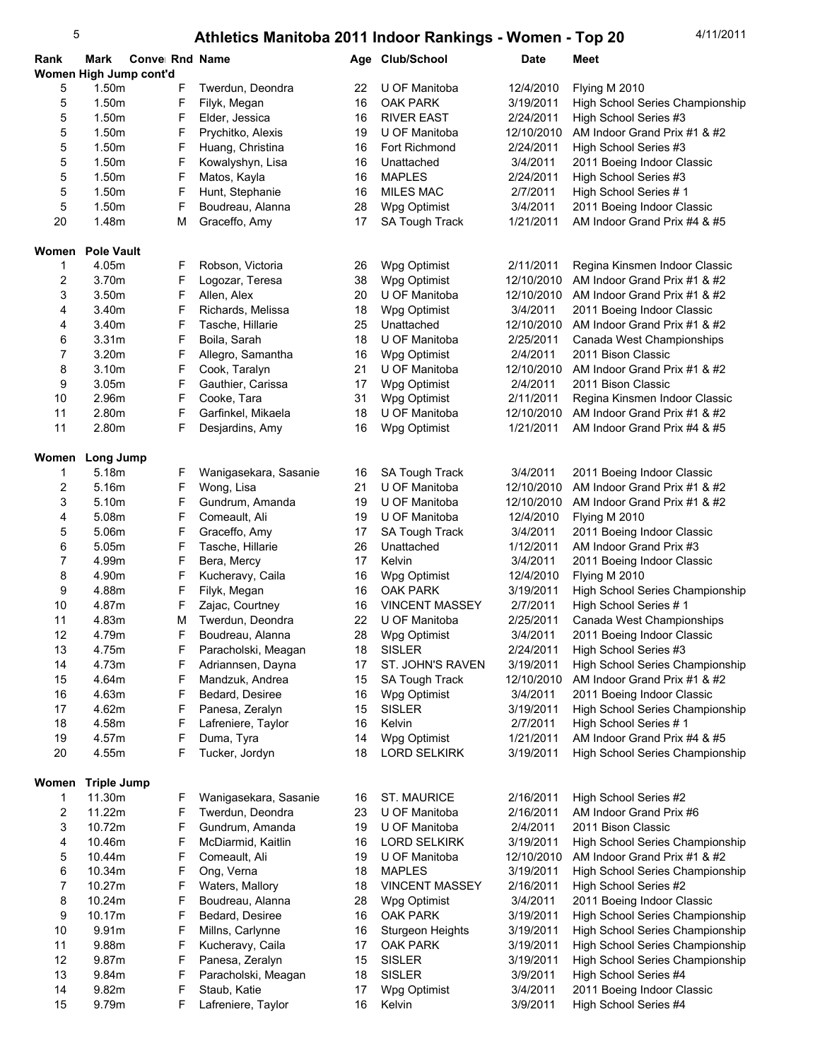# Athletics Manitoba 2011 Indoor Rankings - Women - Top 20

4/11/2011

| Rank | Mark | Conve | Rnd | Name | Age | Club/School | Date | Meet |
|---|---|---|---|---|---|---|---|---|
| **Women High Jump cont'd** | | | | | | | | |
| 5 | 1.50m | | F | Twerdun, Deondra | 22 | U OF Manitoba | 12/4/2010 | Flying M 2010 |
| 5 | 1.50m | | F | Filyk, Megan | 16 | OAK PARK | 3/19/2011 | High School Series Championship |
| 5 | 1.50m | | F | Elder, Jessica | 16 | RIVER EAST | 2/24/2011 | High School Series #3 |
| 5 | 1.50m | | F | Prychitko, Alexis | 19 | U OF Manitoba | 12/10/2010 | AM Indoor Grand Prix #1 & #2 |
| 5 | 1.50m | | F | Huang, Christina | 16 | Fort Richmond | 2/24/2011 | High School Series #3 |
| 5 | 1.50m | | F | Kowalyshyn, Lisa | 16 | Unattached | 3/4/2011 | 2011 Boeing Indoor Classic |
| 5 | 1.50m | | F | Matos, Kayla | 16 | MAPLES | 2/24/2011 | High School Series #3 |
| 5 | 1.50m | | F | Hunt, Stephanie | 16 | MILES MAC | 2/7/2011 | High School Series # 1 |
| 5 | 1.50m | | F | Boudreau, Alanna | 28 | Wpg Optimist | 3/4/2011 | 2011 Boeing Indoor Classic |
| 20 | 1.48m | | M | Graceffo, Amy | 17 | SA Tough Track | 1/21/2011 | AM Indoor Grand Prix #4 & #5 |
| **Women Pole Vault** | | | | | | | | |
| 1 | 4.05m | | F | Robson, Victoria | 26 | Wpg Optimist | 2/11/2011 | Regina Kinsmen Indoor Classic |
| 2 | 3.70m | | F | Logozar, Teresa | 38 | Wpg Optimist | 12/10/2010 | AM Indoor Grand Prix #1 & #2 |
| 3 | 3.50m | | F | Allen, Alex | 20 | U OF Manitoba | 12/10/2010 | AM Indoor Grand Prix #1 & #2 |
| 4 | 3.40m | | F | Richards, Melissa | 18 | Wpg Optimist | 3/4/2011 | 2011 Boeing Indoor Classic |
| 4 | 3.40m | | F | Tasche, Hillarie | 25 | Unattached | 12/10/2010 | AM Indoor Grand Prix #1 & #2 |
| 6 | 3.31m | | F | Boila, Sarah | 18 | U OF Manitoba | 2/25/2011 | Canada West Championships |
| 7 | 3.20m | | F | Allegro, Samantha | 16 | Wpg Optimist | 2/4/2011 | 2011 Bison Classic |
| 8 | 3.10m | | F | Cook, Taralyn | 21 | U OF Manitoba | 12/10/2010 | AM Indoor Grand Prix #1 & #2 |
| 9 | 3.05m | | F | Gauthier, Carissa | 17 | Wpg Optimist | 2/4/2011 | 2011 Bison Classic |
| 10 | 2.96m | | F | Cooke, Tara | 31 | Wpg Optimist | 2/11/2011 | Regina Kinsmen Indoor Classic |
| 11 | 2.80m | | F | Garfinkel, Mikaela | 18 | U OF Manitoba | 12/10/2010 | AM Indoor Grand Prix #1 & #2 |
| 11 | 2.80m | | F | Desjardins, Amy | 16 | Wpg Optimist | 1/21/2011 | AM Indoor Grand Prix #4 & #5 |
| **Women Long Jump** | | | | | | | | |
| 1 | 5.18m | | F | Wanigasekara, Sasanie | 16 | SA Tough Track | 3/4/2011 | 2011 Boeing Indoor Classic |
| 2 | 5.16m | | F | Wong, Lisa | 21 | U OF Manitoba | 12/10/2010 | AM Indoor Grand Prix #1 & #2 |
| 3 | 5.10m | | F | Gundrum, Amanda | 19 | U OF Manitoba | 12/10/2010 | AM Indoor Grand Prix #1 & #2 |
| 4 | 5.08m | | F | Comeault, Ali | 19 | U OF Manitoba | 12/4/2010 | Flying M 2010 |
| 5 | 5.06m | | F | Graceffo, Amy | 17 | SA Tough Track | 3/4/2011 | 2011 Boeing Indoor Classic |
| 6 | 5.05m | | F | Tasche, Hillarie | 26 | Unattached | 1/12/2011 | AM Indoor Grand Prix #3 |
| 7 | 4.99m | | F | Bera, Mercy | 17 | Kelvin | 3/4/2011 | 2011 Boeing Indoor Classic |
| 8 | 4.90m | | F | Kucheravy, Caila | 16 | Wpg Optimist | 12/4/2010 | Flying M 2010 |
| 9 | 4.88m | | F | Filyk, Megan | 16 | OAK PARK | 3/19/2011 | High School Series Championship |
| 10 | 4.87m | | F | Zajac, Courtney | 16 | VINCENT MASSEY | 2/7/2011 | High School Series # 1 |
| 11 | 4.83m | | M | Twerdun, Deondra | 22 | U OF Manitoba | 2/25/2011 | Canada West Championships |
| 12 | 4.79m | | F | Boudreau, Alanna | 28 | Wpg Optimist | 3/4/2011 | 2011 Boeing Indoor Classic |
| 13 | 4.75m | | F | Paracholski, Meagan | 18 | SISLER | 2/24/2011 | High School Series #3 |
| 14 | 4.73m | | F | Adriannsen, Dayna | 17 | ST. JOHN'S RAVEN | 3/19/2011 | High School Series Championship |
| 15 | 4.64m | | F | Mandzuk, Andrea | 15 | SA Tough Track | 12/10/2010 | AM Indoor Grand Prix #1 & #2 |
| 16 | 4.63m | | F | Bedard, Desiree | 16 | Wpg Optimist | 3/4/2011 | 2011 Boeing Indoor Classic |
| 17 | 4.62m | | F | Panesa, Zeralyn | 15 | SISLER | 3/19/2011 | High School Series Championship |
| 18 | 4.58m | | F | Lafreniere, Taylor | 16 | Kelvin | 2/7/2011 | High School Series # 1 |
| 19 | 4.57m | | F | Duma, Tyra | 14 | Wpg Optimist | 1/21/2011 | AM Indoor Grand Prix #4 & #5 |
| 20 | 4.55m | | F | Tucker, Jordyn | 18 | LORD SELKIRK | 3/19/2011 | High School Series Championship |
| **Women Triple Jump** | | | | | | | | |
| 1 | 11.30m | | F | Wanigasekara, Sasanie | 16 | ST. MAURICE | 2/16/2011 | High School Series #2 |
| 2 | 11.22m | | F | Twerdun, Deondra | 23 | U OF Manitoba | 2/16/2011 | AM Indoor Grand Prix #6 |
| 3 | 10.72m | | F | Gundrum, Amanda | 19 | U OF Manitoba | 2/4/2011 | 2011 Bison Classic |
| 4 | 10.46m | | F | McDiarmid, Kaitlin | 16 | LORD SELKIRK | 3/19/2011 | High School Series Championship |
| 5 | 10.44m | | F | Comeault, Ali | 19 | U OF Manitoba | 12/10/2010 | AM Indoor Grand Prix #1 & #2 |
| 6 | 10.34m | | F | Ong, Verna | 18 | MAPLES | 3/19/2011 | High School Series Championship |
| 7 | 10.27m | | F | Waters, Mallory | 18 | VINCENT MASSEY | 2/16/2011 | High School Series #2 |
| 8 | 10.24m | | F | Boudreau, Alanna | 28 | Wpg Optimist | 3/4/2011 | 2011 Boeing Indoor Classic |
| 9 | 10.17m | | F | Bedard, Desiree | 16 | OAK PARK | 3/19/2011 | High School Series Championship |
| 10 | 9.91m | | F | Millns, Carlynne | 16 | Sturgeon Heights | 3/19/2011 | High School Series Championship |
| 11 | 9.88m | | F | Kucheravy, Caila | 17 | OAK PARK | 3/19/2011 | High School Series Championship |
| 12 | 9.87m | | F | Panesa, Zeralyn | 15 | SISLER | 3/19/2011 | High School Series Championship |
| 13 | 9.84m | | F | Paracholski, Meagan | 18 | SISLER | 3/9/2011 | High School Series #4 |
| 14 | 9.82m | | F | Staub, Katie | 17 | Wpg Optimist | 3/4/2011 | 2011 Boeing Indoor Classic |
| 15 | 9.79m | | F | Lafreniere, Taylor | 16 | Kelvin | 3/9/2011 | High School Series #4 |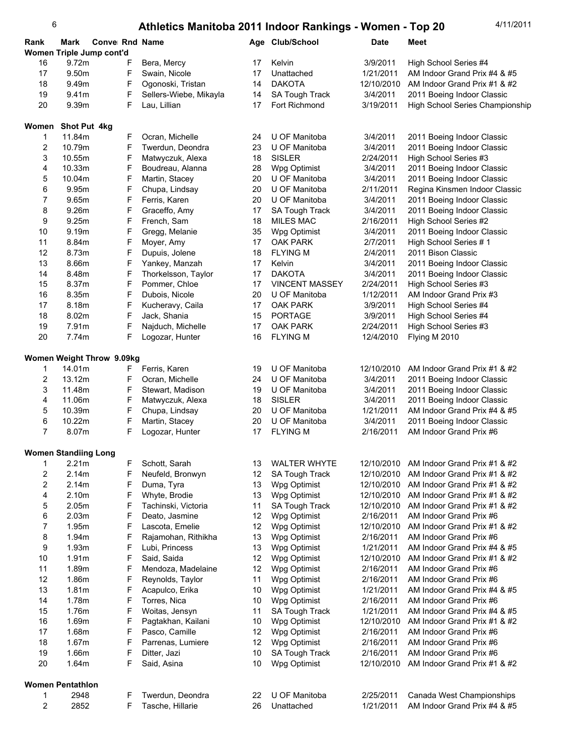# Athletics Manitoba 2011 Indoor Rankings - Women - Top 20

| Rank | Mark | Conve Rnd | | Name | Age | Club/School | Date | Meet |
|---|---|---|---|---|---|---|---|---|
| **Women Triple Jump cont'd** | | | | | | | | |
| 16 | 9.72m | | F | Bera, Mercy | 17 | Kelvin | 3/9/2011 | High School Series #4 |
| 17 | 9.50m | | F | Swain, Nicole | 17 | Unattached | 1/21/2011 | AM Indoor Grand Prix #4 & #5 |
| 18 | 9.49m | | F | Ogonoski, Tristan | 14 | DAKOTA | 12/10/2010 | AM Indoor Grand Prix #1 & #2 |
| 19 | 9.41m | | F | Sellers-Wiebe, Mikayla | 14 | SA Tough Track | 3/4/2011 | 2011 Boeing Indoor Classic |
| 20 | 9.39m | | F | Lau, Lillian | 17 | Fort Richmond | 3/19/2011 | High School Series Championship |
| **Women Shot Put 4kg** | | | | | | | | |
| 1 | 11.84m | | F | Ocran, Michelle | 24 | U OF Manitoba | 3/4/2011 | 2011 Boeing Indoor Classic |
| 2 | 10.79m | | F | Twerdun, Deondra | 23 | U OF Manitoba | 3/4/2011 | 2011 Boeing Indoor Classic |
| 3 | 10.55m | | F | Matwyczuk, Alexa | 18 | SISLER | 2/24/2011 | High School Series #3 |
| 4 | 10.33m | | F | Boudreau, Alanna | 28 | Wpg Optimist | 3/4/2011 | 2011 Boeing Indoor Classic |
| 5 | 10.04m | | F | Martin, Stacey | 20 | U OF Manitoba | 3/4/2011 | 2011 Boeing Indoor Classic |
| 6 | 9.95m | | F | Chupa, Lindsay | 20 | U OF Manitoba | 2/11/2011 | Regina Kinsmen Indoor Classic |
| 7 | 9.65m | | F | Ferris, Karen | 20 | U OF Manitoba | 3/4/2011 | 2011 Boeing Indoor Classic |
| 8 | 9.26m | | F | Graceffo, Amy | 17 | SA Tough Track | 3/4/2011 | 2011 Boeing Indoor Classic |
| 9 | 9.25m | | F | French, Sam | 18 | MILES MAC | 2/16/2011 | High School Series #2 |
| 10 | 9.19m | | F | Gregg, Melanie | 35 | Wpg Optimist | 3/4/2011 | 2011 Boeing Indoor Classic |
| 11 | 8.84m | | F | Moyer, Amy | 17 | OAK PARK | 2/7/2011 | High School Series # 1 |
| 12 | 8.73m | | F | Dupuis, Jolene | 18 | FLYING M | 2/4/2011 | 2011 Bison Classic |
| 13 | 8.66m | | F | Yankey, Manzah | 17 | Kelvin | 3/4/2011 | 2011 Boeing Indoor Classic |
| 14 | 8.48m | | F | Thorkelsson, Taylor | 17 | DAKOTA | 3/4/2011 | 2011 Boeing Indoor Classic |
| 15 | 8.37m | | F | Pommer, Chloe | 17 | VINCENT MASSEY | 2/24/2011 | High School Series #3 |
| 16 | 8.35m | | F | Dubois, Nicole | 20 | U OF Manitoba | 1/12/2011 | AM Indoor Grand Prix #3 |
| 17 | 8.18m | | F | Kucheravy, Caila | 17 | OAK PARK | 3/9/2011 | High School Series #4 |
| 18 | 8.02m | | F | Jack, Shania | 15 | PORTAGE | 3/9/2011 | High School Series #4 |
| 19 | 7.91m | | F | Najduch, Michelle | 17 | OAK PARK | 2/24/2011 | High School Series #3 |
| 20 | 7.74m | | F | Logozar, Hunter | 16 | FLYING M | 12/4/2010 | Flying M 2010 |
| **Women Weight Throw 9.09kg** | | | | | | | | |
| 1 | 14.01m | | F | Ferris, Karen | 19 | U OF Manitoba | 12/10/2010 | AM Indoor Grand Prix #1 & #2 |
| 2 | 13.12m | | F | Ocran, Michelle | 24 | U OF Manitoba | 3/4/2011 | 2011 Boeing Indoor Classic |
| 3 | 11.48m | | F | Stewart, Madison | 19 | U OF Manitoba | 3/4/2011 | 2011 Boeing Indoor Classic |
| 4 | 11.06m | | F | Matwyczuk, Alexa | 18 | SISLER | 3/4/2011 | 2011 Boeing Indoor Classic |
| 5 | 10.39m | | F | Chupa, Lindsay | 20 | U OF Manitoba | 1/21/2011 | AM Indoor Grand Prix #4 & #5 |
| 6 | 10.22m | | F | Martin, Stacey | 20 | U OF Manitoba | 3/4/2011 | 2011 Boeing Indoor Classic |
| 7 | 8.07m | | F | Logozar, Hunter | 17 | FLYING M | 2/16/2011 | AM Indoor Grand Prix #6 |
| **Women Standiing Long** | | | | | | | | |
| 1 | 2.21m | | F | Schott, Sarah | 13 | WALTER WHYTE | 12/10/2010 | AM Indoor Grand Prix #1 & #2 |
| 2 | 2.14m | | F | Neufeld, Bronwyn | 12 | SA Tough Track | 12/10/2010 | AM Indoor Grand Prix #1 & #2 |
| 2 | 2.14m | | F | Duma, Tyra | 13 | Wpg Optimist | 12/10/2010 | AM Indoor Grand Prix #1 & #2 |
| 4 | 2.10m | | F | Whyte, Brodie | 13 | Wpg Optimist | 12/10/2010 | AM Indoor Grand Prix #1 & #2 |
| 5 | 2.05m | | F | Tachinski, Victoria | 11 | SA Tough Track | 12/10/2010 | AM Indoor Grand Prix #1 & #2 |
| 6 | 2.03m | | F | Deato, Jasmine | 12 | Wpg Optimist | 2/16/2011 | AM Indoor Grand Prix #6 |
| 7 | 1.95m | | F | Lascota, Emelie | 12 | Wpg Optimist | 12/10/2010 | AM Indoor Grand Prix #1 & #2 |
| 8 | 1.94m | | F | Rajamohan, Rithikha | 13 | Wpg Optimist | 2/16/2011 | AM Indoor Grand Prix #6 |
| 9 | 1.93m | | F | Lubi, Princess | 13 | Wpg Optimist | 1/21/2011 | AM Indoor Grand Prix #4 & #5 |
| 10 | 1.91m | | F | Said, Saida | 12 | Wpg Optimist | 12/10/2010 | AM Indoor Grand Prix #1 & #2 |
| 11 | 1.89m | | F | Mendoza, Madelaine | 12 | Wpg Optimist | 2/16/2011 | AM Indoor Grand Prix #6 |
| 12 | 1.86m | | F | Reynolds, Taylor | 11 | Wpg Optimist | 2/16/2011 | AM Indoor Grand Prix #6 |
| 13 | 1.81m | | F | Acapulco, Erika | 10 | Wpg Optimist | 1/21/2011 | AM Indoor Grand Prix #4 & #5 |
| 14 | 1.78m | | F | Torres, Nica | 10 | Wpg Optimist | 2/16/2011 | AM Indoor Grand Prix #6 |
| 15 | 1.76m | | F | Woitas, Jensyn | 11 | SA Tough Track | 1/21/2011 | AM Indoor Grand Prix #4 & #5 |
| 16 | 1.69m | | F | Pagtakhan, Kailani | 10 | Wpg Optimist | 12/10/2010 | AM Indoor Grand Prix #1 & #2 |
| 17 | 1.68m | | F | Pasco, Camille | 12 | Wpg Optimist | 2/16/2011 | AM Indoor Grand Prix #6 |
| 18 | 1.67m | | F | Parrenas, Lumiere | 12 | Wpg Optimist | 2/16/2011 | AM Indoor Grand Prix #6 |
| 19 | 1.66m | | F | Ditter, Jazi | 10 | SA Tough Track | 2/16/2011 | AM Indoor Grand Prix #6 |
| 20 | 1.64m | | F | Said, Asina | 10 | Wpg Optimist | 12/10/2010 | AM Indoor Grand Prix #1 & #2 |
| **Women Pentathlon** | | | | | | | | |
| 1 | 2948 | | F | Twerdun, Deondra | 22 | U OF Manitoba | 2/25/2011 | Canada West Championships |
| 2 | 2852 | | F | Tasche, Hillarie | 26 | Unattached | 1/21/2011 | AM Indoor Grand Prix #4 & #5 |